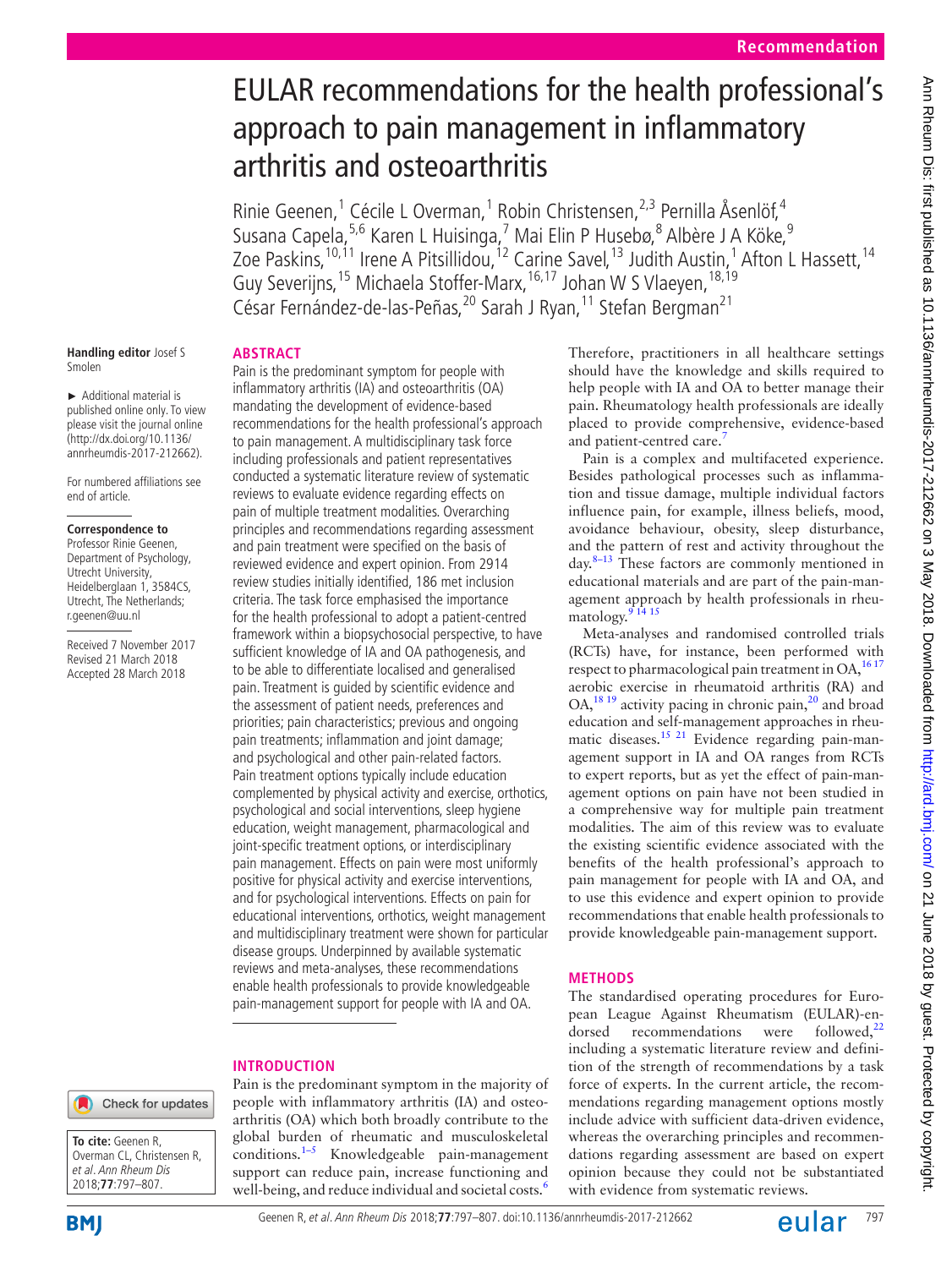# EULAR recommendations for the health professional's approach to pain management in inflammatory arthritis and osteoarthritis

Rinie Geenen,[1] Cécile L Overman,[1] Robin Christensen,[2,3] Pernilla Åsenlöf,[4] Susana Capela,[5,6] Karen L Huisinga,[7] Mai Elin P Husebø,[8] Albère J A Köke,[9] Zoe Paskins,[10,11] Irene A Pitsillidou,[12] Carine Savel,[13] Judith Austin,[1] Afton L Hassett,[14] Guy Severijns,[15] Michaela Stoffer-Marx,[16,17] Johan W S Vlaeyen,[18,19] César Fernández-de-las-Peñas,[20] Sarah J Ryan,[11] Stefan Bergman[21]

**Handling editor** Josef S Smolen

► Additional material is published online only. To view please visit the journal online (http://dx.doi.org/10.1136/annrheumdis-2017-212662).

For numbered affiliations see end of article.

**Correspondence to**
Professor Rinie Geenen, Department of Psychology, Utrecht University, Heidelberglaan 1, 3584CS, Utrecht, The Netherlands; r.geenen@uu.nl

Received 7 November 2017
Revised 21 March 2018
Accepted 28 March 2018

**To cite:** Geenen R, Overman CL, Christensen R, *et al. Ann Rheum Dis* 2018;**77**:797–807.

## ABSTRACT

Pain is the predominant symptom for people with inflammatory arthritis (IA) and osteoarthritis (OA) mandating the development of evidence-based recommendations for the health professional's approach to pain management. A multidisciplinary task force including professionals and patient representatives conducted a systematic literature review of systematic reviews to evaluate evidence regarding effects on pain of multiple treatment modalities. Overarching principles and recommendations regarding assessment and pain treatment were specified on the basis of reviewed evidence and expert opinion. From 2914 review studies initially identified, 186 met inclusion criteria. The task force emphasised the importance for the health professional to adopt a patient-centred framework within a biopsychosocial perspective, to have sufficient knowledge of IA and OA pathogenesis, and to be able to differentiate localised and generalised pain. Treatment is guided by scientific evidence and the assessment of patient needs, preferences and priorities; pain characteristics; previous and ongoing pain treatments; inflammation and joint damage; and psychological and other pain-related factors. Pain treatment options typically include education complemented by physical activity and exercise, orthotics, psychological and social interventions, sleep hygiene education, weight management, pharmacological and joint-specific treatment options, or interdisciplinary pain management. Effects on pain were most uniformly positive for physical activity and exercise interventions, and for psychological interventions. Effects on pain for educational interventions, orthotics, weight management and multidisciplinary treatment were shown for particular disease groups. Underpinned by available systematic reviews and meta-analyses, these recommendations enable health professionals to provide knowledgeable pain-management support for people with IA and OA.

## INTRODUCTION

Pain is the predominant symptom in the majority of people with inflammatory arthritis (IA) and osteoarthritis (OA) which both broadly contribute to the global burden of rheumatic and musculoskeletal conditions.[1–5] Knowledgeable pain-management support can reduce pain, increase functioning and well-being, and reduce individual and societal costs.[6] Therefore, practitioners in all healthcare settings should have the knowledge and skills required to help people with IA and OA to better manage their pain. Rheumatology health professionals are ideally placed to provide comprehensive, evidence-based and patient-centred care.[7]

Pain is a complex and multifaceted experience. Besides pathological processes such as inflammation and tissue damage, multiple individual factors influence pain, for example, illness beliefs, mood, avoidance behaviour, obesity, sleep disturbance, and the pattern of rest and activity throughout the day.[8–13] These factors are commonly mentioned in educational materials and are part of the pain-management approach by health professionals in rheumatology.[9 14 15]

Meta-analyses and randomised controlled trials (RCTs) have, for instance, been performed with respect to pharmacological pain treatment in OA,[16 17] aerobic exercise in rheumatoid arthritis (RA) and OA,[18 19] activity pacing in chronic pain,[20] and broad education and self-management approaches in rheumatic diseases.[15 21] Evidence regarding pain-management support in IA and OA ranges from RCTs to expert reports, but as yet the effect of pain-management options on pain have not been studied in a comprehensive way for multiple pain treatment modalities. The aim of this review was to evaluate the existing scientific evidence associated with the benefits of the health professional's approach to pain management for people with IA and OA, and to use this evidence and expert opinion to provide recommendations that enable health professionals to provide knowledgeable pain-management support.

## METHODS

The standardised operating procedures for European League Against Rheumatism (EULAR)-endorsed recommendations were followed,[22] including a systematic literature review and definition of the strength of recommendations by a task force of experts. In the current article, the recommendations regarding management options mostly include advice with sufficient data-driven evidence, whereas the overarching principles and recommendations regarding assessment are based on expert opinion because they could not be substantiated with evidence from systematic reviews.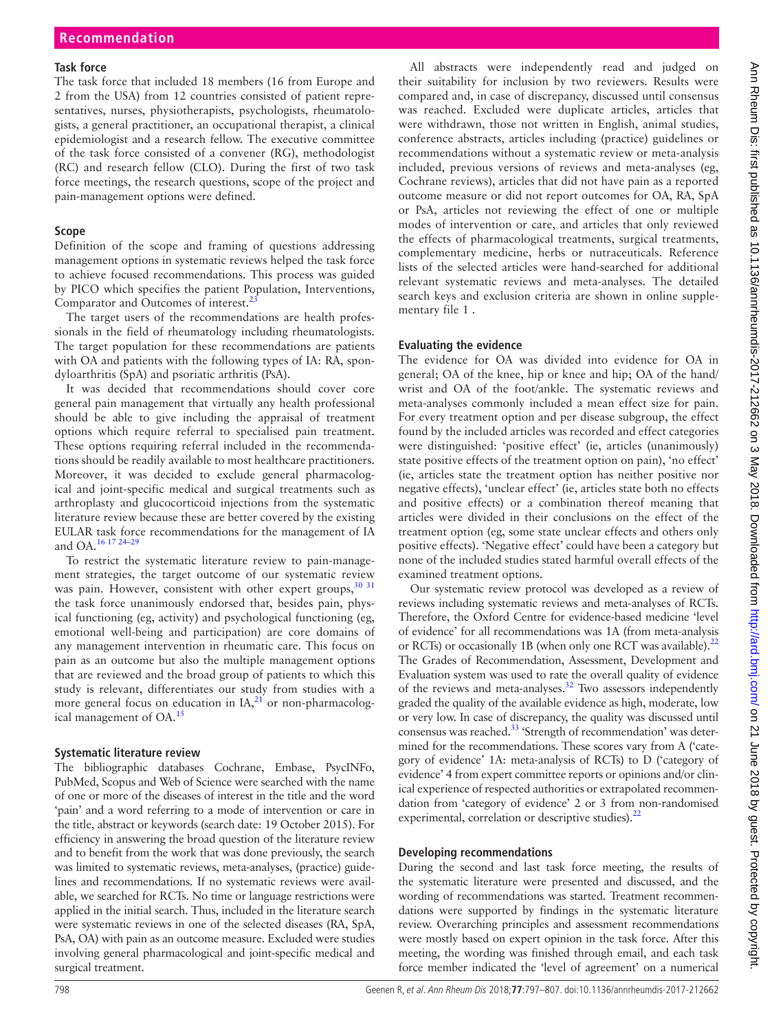### Task force

The task force that included 18 members (16 from Europe and 2 from the USA) from 12 countries consisted of patient representatives, nurses, physiotherapists, psychologists, rheumatologists, a general practitioner, an occupational therapist, a clinical epidemiologist and a research fellow. The executive committee of the task force consisted of a convener (RG), methodologist (RC) and research fellow (CLO). During the first of two task force meetings, the research questions, scope of the project and pain-management options were defined.

### Scope

Definition of the scope and framing of questions addressing management options in systematic reviews helped the task force to achieve focused recommendations. This process was guided by PICO which specifies the patient Population, Interventions, Comparator and Outcomes of interest.[23]

The target users of the recommendations are health professionals in the field of rheumatology including rheumatologists. The target population for these recommendations are patients with OA and patients with the following types of IA: RA, spondyloarthritis (SpA) and psoriatic arthritis (PsA).

It was decided that recommendations should cover core general pain management that virtually any health professional should be able to give including the appraisal of treatment options which require referral to specialised pain treatment. These options requiring referral included in the recommendations should be readily available to most healthcare practitioners. Moreover, it was decided to exclude general pharmacological and joint-specific medical and surgical treatments such as arthroplasty and glucocorticoid injections from the systematic literature review because these are better covered by the existing EULAR task force recommendations for the management of IA and OA.[16 17 24–29]

To restrict the systematic literature review to pain-management strategies, the target outcome of our systematic review was pain. However, consistent with other expert groups,[30 31] the task force unanimously endorsed that, besides pain, physical functioning (eg, activity) and psychological functioning (eg, emotional well-being and participation) are core domains of any management intervention in rheumatic care. This focus on pain as an outcome but also the multiple management options that are reviewed and the broad group of patients to which this study is relevant, differentiates our study from studies with a more general focus on education in IA,[21] or non-pharmacological management of OA.[15]

### Systematic literature review

The bibliographic databases Cochrane, Embase, PsycINFo, PubMed, Scopus and Web of Science were searched with the name of one or more of the diseases of interest in the title and the word 'pain' and a word referring to a mode of intervention or care in the title, abstract or keywords (search date: 19 October 2015). For efficiency in answering the broad question of the literature review and to benefit from the work that was done previously, the search was limited to systematic reviews, meta-analyses, (practice) guidelines and recommendations. If no systematic reviews were available, we searched for RCTs. No time or language restrictions were applied in the initial search. Thus, included in the literature search were systematic reviews in one of the selected diseases (RA, SpA, PsA, OA) with pain as an outcome measure. Excluded were studies involving general pharmacological and joint-specific medical and surgical treatment.

All abstracts were independently read and judged on their suitability for inclusion by two reviewers. Results were compared and, in case of discrepancy, discussed until consensus was reached. Excluded were duplicate articles, articles that were withdrawn, those not written in English, animal studies, conference abstracts, articles including (practice) guidelines or recommendations without a systematic review or meta-analysis included, previous versions of reviews and meta-analyses (eg, Cochrane reviews), articles that did not have pain as a reported outcome measure or did not report outcomes for OA, RA, SpA or PsA, articles not reviewing the effect of one or multiple modes of intervention or care, and articles that only reviewed the effects of pharmacological treatments, surgical treatments, complementary medicine, herbs or nutraceuticals. Reference lists of the selected articles were hand-searched for additional relevant systematic reviews and meta-analyses. The detailed search keys and exclusion criteria are shown in online supplementary file 1 .

### Evaluating the evidence

The evidence for OA was divided into evidence for OA in general; OA of the knee, hip or knee and hip; OA of the hand/wrist and OA of the foot/ankle. The systematic reviews and meta-analyses commonly included a mean effect size for pain. For every treatment option and per disease subgroup, the effect found by the included articles was recorded and effect categories were distinguished: 'positive effect' (ie, articles (unanimously) state positive effects of the treatment option on pain), 'no effect' (ie, articles state the treatment option has neither positive nor negative effects), 'unclear effect' (ie, articles state both no effects and positive effects) or a combination thereof meaning that articles were divided in their conclusions on the effect of the treatment option (eg, some state unclear effects and others only positive effects). 'Negative effect' could have been a category but none of the included studies stated harmful overall effects of the examined treatment options.

Our systematic review protocol was developed as a review of reviews including systematic reviews and meta-analyses of RCTs. Therefore, the Oxford Centre for evidence-based medicine 'level of evidence' for all recommendations was 1A (from meta-analysis or RCTs) or occasionally 1B (when only one RCT was available).[22] The Grades of Recommendation, Assessment, Development and Evaluation system was used to rate the overall quality of evidence of the reviews and meta-analyses.[32] Two assessors independently graded the quality of the available evidence as high, moderate, low or very low. In case of discrepancy, the quality was discussed until consensus was reached.[33] 'Strength of recommendation' was determined for the recommendations. These scores vary from A ('category of evidence' 1A: meta-analysis of RCTs) to D ('category of evidence' 4 from expert committee reports or opinions and/or clinical experience of respected authorities or extrapolated recommendation from 'category of evidence' 2 or 3 from non-randomised experimental, correlation or descriptive studies).[22]

### Developing recommendations

During the second and last task force meeting, the results of the systematic literature were presented and discussed, and the wording of recommendations was started. Treatment recommendations were supported by findings in the systematic literature review. Overarching principles and assessment recommendations were mostly based on expert opinion in the task force. After this meeting, the wording was finished through email, and each task force member indicated the 'level of agreement' on a numerical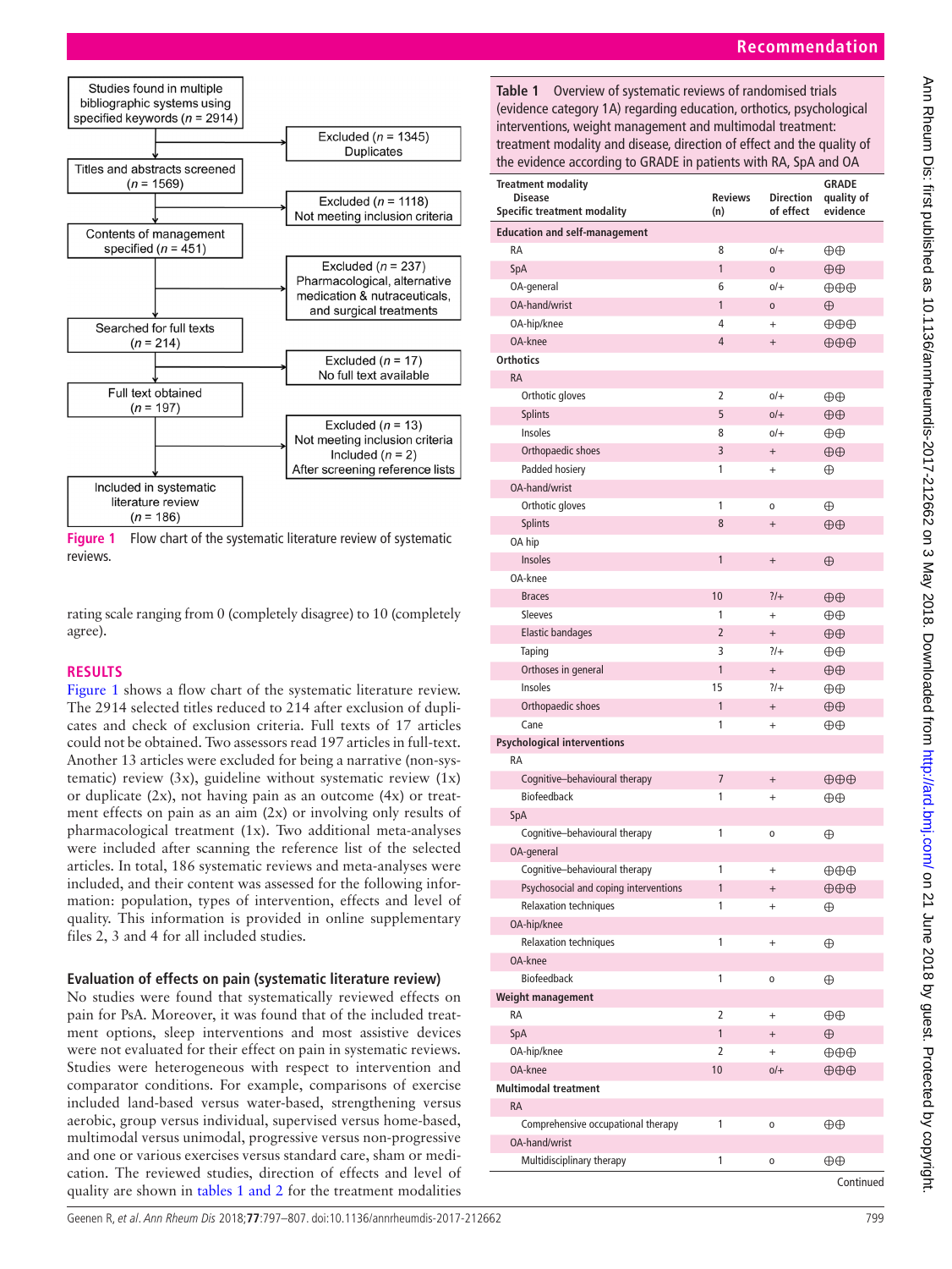Studies found in multiple bibliographic systems using specified keywords (n = 2914)

Excluded (n = 1345) Duplicates

Titles and abstracts screened (n = 1569)

Excluded (n = 1118) Not meeting inclusion criteria

Contents of management specified (n = 451)

Excluded (n = 237) Pharmacological, alternative medication & nutraceuticals, and surgical treatments

Searched for full texts (n = 214)

Excluded (n = 17) No full text available

Full text obtained (n = 197)

Excluded (n = 13) Not meeting inclusion criteria
Included (n = 2) After screening reference lists

Included in systematic literature review (n = 186)

**Figure 1** Flow chart of the systematic literature review of systematic reviews.

rating scale ranging from 0 (completely disagree) to 10 (completely agree).

## RESULTS

Figure 1 shows a flow chart of the systematic literature review. The 2914 selected titles reduced to 214 after exclusion of duplicates and check of exclusion criteria. Full texts of 17 articles could not be obtained. Two assessors read 197 articles in full-text. Another 13 articles were excluded for being a narrative (non-systematic) review (3x), guideline without systematic review (1x) or duplicate (2x), not having pain as an outcome (4x) or treatment effects on pain as an aim (2x) or involving only results of pharmacological treatment (1x). Two additional meta-analyses were included after scanning the reference list of the selected articles. In total, 186 systematic reviews and meta-analyses were included, and their content was assessed for the following information: population, types of intervention, effects and level of quality. This information is provided in online supplementary files 2, 3 and 4 for all included studies.

### Evaluation of effects on pain (systematic literature review)

No studies were found that systematically reviewed effects on pain for PsA. Moreover, it was found that of the included treatment options, sleep interventions and most assistive devices were not evaluated for their effect on pain in systematic reviews. Studies were heterogeneous with respect to intervention and comparator conditions. For example, comparisons of exercise included land-based versus water-based, strengthening versus aerobic, group versus individual, supervised versus home-based, multimodal versus unimodal, progressive versus non-progressive and one or various exercises versus standard care, sham or medication. The reviewed studies, direction of effects and level of quality are shown in tables 1 and 2 for the treatment modalities

**Table 1** Overview of systematic reviews of randomised trials (evidence category 1A) regarding education, orthotics, psychological interventions, weight management and multimodal treatment: treatment modality and disease, direction of effect and the quality of the evidence according to GRADE in patients with RA, SpA and OA

| Treatment modality / Disease / Specific treatment modality | Reviews (n) | Direction of effect | GRADE quality of evidence |
|---|---|---|---|
| **Education and self-management** | | | |
| RA | 8 | o/+ | ⊕⊕ |
| SpA | 1 | o | ⊕⊕ |
| OA-general | 6 | o/+ | ⊕⊕⊕ |
| OA-hand/wrist | 1 | o | ⊕ |
| OA-hip/knee | 4 | + | ⊕⊕⊕ |
| OA-knee | 4 | + | ⊕⊕⊕ |
| **Orthotics** | | | |
| RA | | | |
| Orthotic gloves | 2 | o/+ | ⊕⊕ |
| Splints | 5 | o/+ | ⊕⊕ |
| Insoles | 8 | o/+ | ⊕⊕ |
| Orthopaedic shoes | 3 | + | ⊕⊕ |
| Padded hosiery | 1 | + | ⊕ |
| OA-hand/wrist | | | |
| Orthotic gloves | 1 | o | ⊕ |
| Splints | 8 | + | ⊕⊕ |
| OA hip | | | |
| Insoles | 1 | + | ⊕ |
| OA-knee | | | |
| Braces | 10 | ?/+ | ⊕⊕ |
| Sleeves | 1 | + | ⊕⊕ |
| Elastic bandages | 2 | + | ⊕⊕ |
| Taping | 3 | ?/+ | ⊕⊕ |
| Orthoses in general | 1 | + | ⊕⊕ |
| Insoles | 15 | ?/+ | ⊕⊕ |
| Orthopaedic shoes | 1 | + | ⊕⊕ |
| Cane | 1 | + | ⊕⊕ |
| **Psychological interventions** | | | |
| RA | | | |
| Cognitive–behavioural therapy | 7 | + | ⊕⊕⊕ |
| Biofeedback | 1 | + | ⊕⊕ |
| SpA | | | |
| Cognitive–behavioural therapy | 1 | o | ⊕ |
| OA-general | | | |
| Cognitive–behavioural therapy | 1 | + | ⊕⊕⊕ |
| Psychosocial and coping interventions | 1 | + | ⊕⊕⊕ |
| Relaxation techniques | 1 | + | ⊕ |
| OA-hip/knee | | | |
| Relaxation techniques | 1 | + | ⊕ |
| OA-knee | | | |
| Biofeedback | 1 | o | ⊕ |
| **Weight management** | | | |
| RA | 2 | + | ⊕⊕ |
| SpA | 1 | + | ⊕ |
| OA-hip/knee | 2 | + | ⊕⊕⊕ |
| OA-knee | 10 | o/+ | ⊕⊕⊕ |
| **Multimodal treatment** | | | |
| RA | | | |
| Comprehensive occupational therapy | 1 | o | ⊕⊕ |
| OA-hand/wrist | | | |
| Multidisciplinary therapy | 1 | o | ⊕⊕ |

Continued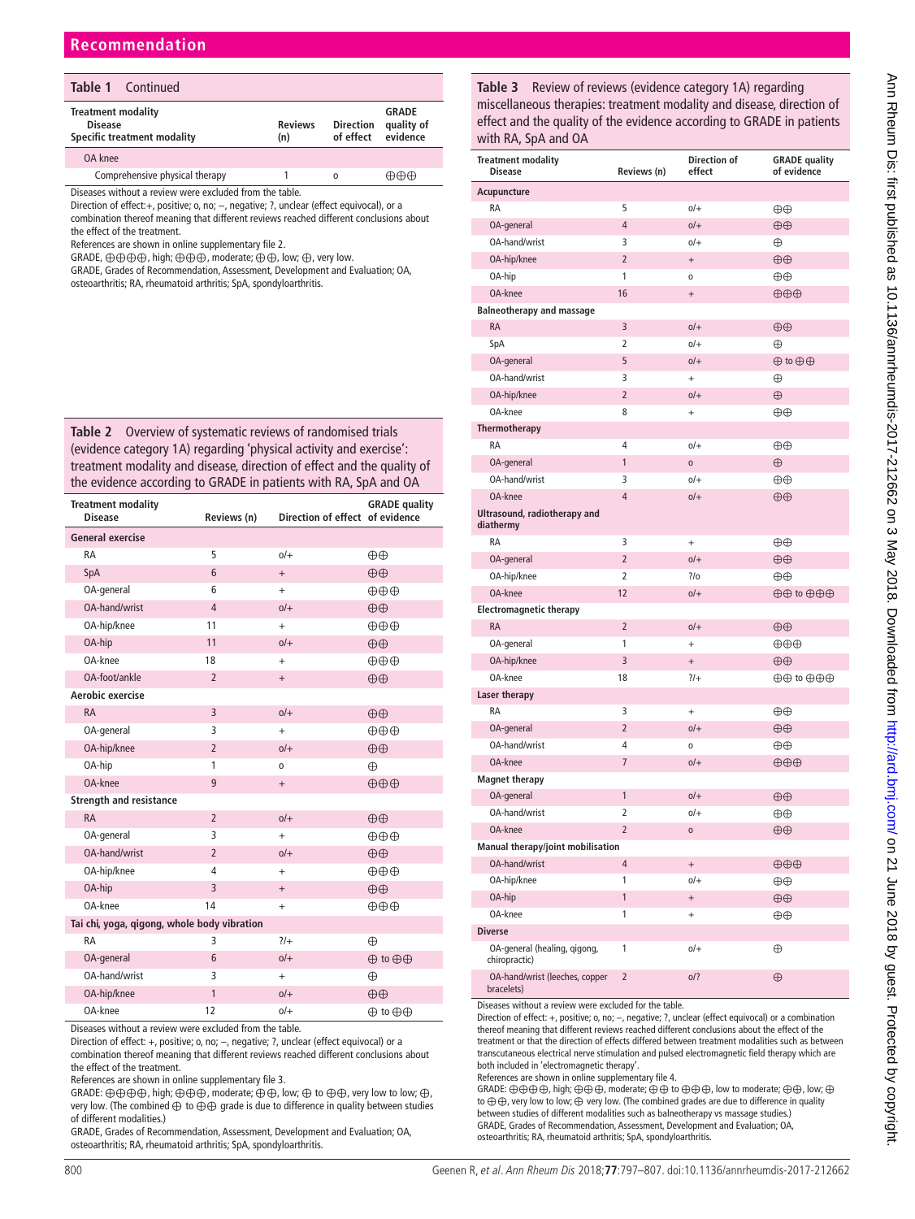**Table 1** Continued

| Treatment modality<br>Disease<br>Specific treatment modality | Reviews (n) | Direction of effect | GRADE quality of evidence |
|---|---|---|---|
| OA knee | | | |
| Comprehensive physical therapy | 1 | o | ⊕⊕⊕ |

Diseases without a review were excluded from the table.
Direction of effect:+, positive; o, no; −, negative; ?, unclear (effect equivocal), or a combination thereof meaning that different reviews reached different conclusions about the effect of the treatment.
References are shown in online supplementary file 2.
GRADE, ⊕⊕⊕⊕, high; ⊕⊕⊕, moderate; ⊕⊕, low; ⊕, very low.
GRADE, Grades of Recommendation, Assessment, Development and Evaluation; OA, osteoarthritis; RA, rheumatoid arthritis; SpA, spondyloarthritis.

**Table 2** Overview of systematic reviews of randomised trials (evidence category 1A) regarding 'physical activity and exercise': treatment modality and disease, direction of effect and the quality of the evidence according to GRADE in patients with RA, SpA and OA

| Treatment modality<br>Disease | Reviews (n) | Direction of effect | GRADE quality of evidence |
|---|---|---|---|
| **General exercise** | | | |
| RA | 5 | o/+ | ⊕⊕ |
| SpA | 6 | + | ⊕⊕ |
| OA-general | 6 | + | ⊕⊕⊕ |
| OA-hand/wrist | 4 | o/+ | ⊕⊕ |
| OA-hip/knee | 11 | + | ⊕⊕⊕ |
| OA-hip | 11 | o/+ | ⊕⊕ |
| OA-knee | 18 | + | ⊕⊕⊕ |
| OA-foot/ankle | 2 | + | ⊕⊕ |
| **Aerobic exercise** | | | |
| RA | 3 | o/+ | ⊕⊕ |
| OA-general | 3 | + | ⊕⊕⊕ |
| OA-hip/knee | 2 | o/+ | ⊕⊕ |
| OA-hip | 1 | o | ⊕ |
| OA-knee | 9 | + | ⊕⊕⊕ |
| **Strength and resistance** | | | |
| RA | 2 | o/+ | ⊕⊕ |
| OA-general | 3 | + | ⊕⊕⊕ |
| OA-hand/wrist | 2 | o/+ | ⊕⊕ |
| OA-hip/knee | 4 | + | ⊕⊕⊕ |
| OA-hip | 3 | + | ⊕⊕ |
| OA-knee | 14 | + | ⊕⊕⊕ |
| **Tai chi, yoga, qigong, whole body vibration** | | | |
| RA | 3 | ?/+ | ⊕ |
| OA-general | 6 | o/+ | ⊕ to ⊕⊕ |
| OA-hand/wrist | 3 | + | ⊕ |
| OA-hip/knee | 1 | o/+ | ⊕⊕ |
| OA-knee | 12 | o/+ | ⊕ to ⊕⊕ |

Diseases without a review were excluded from the table.
Direction of effect: +, positive; o, no; −, negative; ?, unclear (effect equivocal) or a combination thereof meaning that different reviews reached different conclusions about the effect of the treatment.
References are shown in online supplementary file 3.
GRADE: ⊕⊕⊕⊕, high; ⊕⊕⊕, moderate; ⊕⊕, low; ⊕ to ⊕⊕, very low to low; ⊕, very low. (The combined ⊕ to ⊕⊕ grade is due to difference in quality between studies of different modalities.)
GRADE, Grades of Recommendation, Assessment, Development and Evaluation; OA, osteoarthritis; RA, rheumatoid arthritis; SpA, spondyloarthritis.

**Table 3** Review of reviews (evidence category 1A) regarding miscellaneous therapies: treatment modality and disease, direction of effect and the quality of the evidence according to GRADE in patients with RA, SpA and OA

| Treatment modality<br>Disease | Reviews (n) | Direction of effect | GRADE quality of evidence |
|---|---|---|---|
| **Acupuncture** | | | |
| RA | 5 | o/+ | ⊕⊕ |
| OA-general | 4 | o/+ | ⊕⊕ |
| OA-hand/wrist | 3 | o/+ | ⊕ |
| OA-hip/knee | 2 | + | ⊕⊕ |
| OA-hip | 1 | o | ⊕⊕ |
| OA-knee | 16 | + | ⊕⊕⊕ |
| **Balneotherapy and massage** | | | |
| RA | 3 | o/+ | ⊕⊕ |
| SpA | 2 | o/+ | ⊕ |
| OA-general | 5 | o/+ | ⊕ to ⊕⊕ |
| OA-hand/wrist | 3 | + | ⊕ |
| OA-hip/knee | 2 | o/+ | ⊕ |
| OA-knee | 8 | + | ⊕⊕ |
| **Thermotherapy** | | | |
| RA | 4 | o/+ | ⊕⊕ |
| OA-general | 1 | o | ⊕ |
| OA-hand/wrist | 3 | o/+ | ⊕⊕ |
| OA-knee | 4 | o/+ | ⊕⊕ |
| **Ultrasound, radiotherapy and diathermy** | | | |
| RA | 3 | + | ⊕⊕ |
| OA-general | 2 | o/+ | ⊕⊕ |
| OA-hip/knee | 2 | ?/o | ⊕⊕ |
| OA-knee | 12 | o/+ | ⊕⊕ to ⊕⊕⊕ |
| **Electromagnetic therapy** | | | |
| RA | 2 | o/+ | ⊕⊕ |
| OA-general | 1 | + | ⊕⊕⊕ |
| OA-hip/knee | 3 | + | ⊕⊕ |
| OA-knee | 18 | ?/+ | ⊕⊕ to ⊕⊕⊕ |
| **Laser therapy** | | | |
| RA | 3 | + | ⊕⊕ |
| OA-general | 2 | o/+ | ⊕⊕ |
| OA-hand/wrist | 4 | o | ⊕⊕ |
| OA-knee | 7 | o/+ | ⊕⊕⊕ |
| **Magnet therapy** | | | |
| OA-general | 1 | o/+ | ⊕⊕ |
| OA-hand/wrist | 2 | o/+ | ⊕⊕ |
| OA-knee | 2 | o | ⊕⊕ |
| **Manual therapy/joint mobilisation** | | | |
| OA-hand/wrist | 4 | + | ⊕⊕⊕ |
| OA-hip/knee | 1 | o/+ | ⊕⊕ |
| OA-hip | 1 | + | ⊕⊕ |
| OA-knee | 1 | + | ⊕⊕ |
| **Diverse** | | | |
| OA-general (healing, qigong, chiropractic) | 1 | o/+ | ⊕ |
| OA-hand/wrist (leeches, copper bracelets) | 2 | o/? | ⊕ |

Diseases without a review were excluded for the table.
Direction of effect: +, positive; o, no; −, negative; ?, unclear (effect equivocal) or a combination thereof meaning that different reviews reached different conclusions about the effect of the treatment or that the direction of effects differed between treatment modalities such as between transcutaneous electrical nerve stimulation and pulsed electromagnetic field therapy which are both included in 'electromagnetic therapy'.
References are shown in online supplementary file 4.
GRADE: ⊕⊕⊕⊕, high; ⊕⊕⊕, moderate; ⊕⊕ to ⊕⊕⊕, low to moderate; ⊕⊕, low; ⊕ to ⊕⊕, very low to low; ⊕ very low. (The combined grades are due to difference in quality between studies of different modalities such as balneotherapy vs massage studies.)
GRADE, Grades of Recommendation, Assessment, Development and Evaluation; OA, osteoarthritis; RA, rheumatoid arthritis; SpA, spondyloarthritis.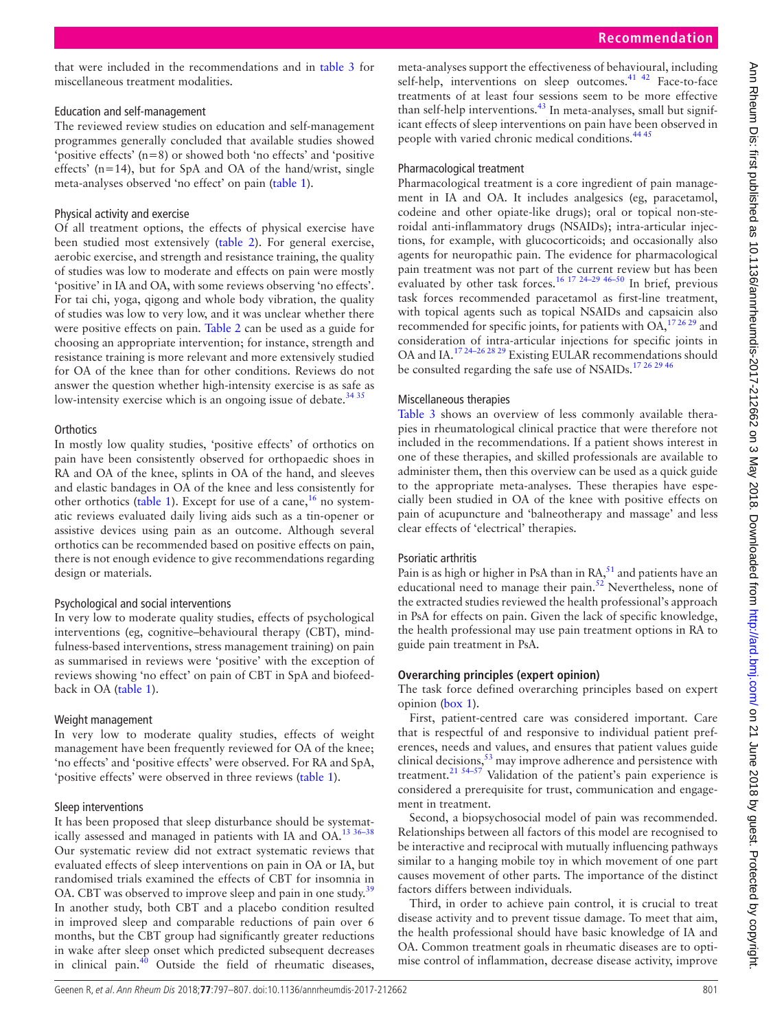that were included in the recommendations and in table 3 for miscellaneous treatment modalities.

### Education and self-management

The reviewed review studies on education and self-management programmes generally concluded that available studies showed 'positive effects' (n=8) or showed both 'no effects' and 'positive effects' (n=14), but for SpA and OA of the hand/wrist, single meta-analyses observed 'no effect' on pain (table 1).

### Physical activity and exercise

Of all treatment options, the effects of physical exercise have been studied most extensively (table 2). For general exercise, aerobic exercise, and strength and resistance training, the quality of studies was low to moderate and effects on pain were mostly 'positive' in IA and OA, with some reviews observing 'no effects'. For tai chi, yoga, qigong and whole body vibration, the quality of studies was low to very low, and it was unclear whether there were positive effects on pain. Table 2 can be used as a guide for choosing an appropriate intervention; for instance, strength and resistance training is more relevant and more extensively studied for OA of the knee than for other conditions. Reviews do not answer the question whether high-intensity exercise is as safe as low-intensity exercise which is an ongoing issue of debate.[34 35]

### Orthotics

In mostly low quality studies, 'positive effects' of orthotics on pain have been consistently observed for orthopaedic shoes in RA and OA of the knee, splints in OA of the hand, and sleeves and elastic bandages in OA of the knee and less consistently for other orthotics (table 1). Except for use of a cane,[16] no systematic reviews evaluated daily living aids such as a tin-opener or assistive devices using pain as an outcome. Although several orthotics can be recommended based on positive effects on pain, there is not enough evidence to give recommendations regarding design or materials.

### Psychological and social interventions

In very low to moderate quality studies, effects of psychological interventions (eg, cognitive–behavioural therapy (CBT), mindfulness-based interventions, stress management training) on pain as summarised in reviews were 'positive' with the exception of reviews showing 'no effect' on pain of CBT in SpA and biofeedback in OA (table 1).

### Weight management

In very low to moderate quality studies, effects of weight management have been frequently reviewed for OA of the knee; 'no effects' and 'positive effects' were observed. For RA and SpA, 'positive effects' were observed in three reviews (table 1).

### Sleep interventions

It has been proposed that sleep disturbance should be systematically assessed and managed in patients with IA and OA.[13 36–38] Our systematic review did not extract systematic reviews that evaluated effects of sleep interventions on pain in OA or IA, but randomised trials examined the effects of CBT for insomnia in OA. CBT was observed to improve sleep and pain in one study.[39] In another study, both CBT and a placebo condition resulted in improved sleep and comparable reductions of pain over 6 months, but the CBT group had significantly greater reductions in wake after sleep onset which predicted subsequent decreases in clinical pain.[40] Outside the field of rheumatic diseases, meta-analyses support the effectiveness of behavioural, including self-help, interventions on sleep outcomes.[41 42] Face-to-face treatments of at least four sessions seem to be more effective than self-help interventions.[43] In meta-analyses, small but significant effects of sleep interventions on pain have been observed in people with varied chronic medical conditions.[44 45]

### Pharmacological treatment

Pharmacological treatment is a core ingredient of pain management in IA and OA. It includes analgesics (eg, paracetamol, codeine and other opiate-like drugs); oral or topical non-steroidal anti-inflammatory drugs (NSAIDs); intra-articular injections, for example, with glucocorticoids; and occasionally also agents for neuropathic pain. The evidence for pharmacological pain treatment was not part of the current review but has been evaluated by other task forces.[16 17 24–29 46–50] In brief, previous task forces recommended paracetamol as first-line treatment, with topical agents such as topical NSAIDs and capsaicin also recommended for specific joints, for patients with OA,[17 26 29] and consideration of intra-articular injections for specific joints in OA and IA.[17 24–26 28 29] Existing EULAR recommendations should be consulted regarding the safe use of NSAIDs.[17 26 29 46]

### Miscellaneous therapies

Table 3 shows an overview of less commonly available therapies in rheumatological clinical practice that were therefore not included in the recommendations. If a patient shows interest in one of these therapies, and skilled professionals are available to administer them, then this overview can be used as a quick guide to the appropriate meta-analyses. These therapies have especially been studied in OA of the knee with positive effects on pain of acupuncture and 'balneotherapy and massage' and less clear effects of 'electrical' therapies.

### Psoriatic arthritis

Pain is as high or higher in PsA than in RA,[51] and patients have an educational need to manage their pain.[52] Nevertheless, none of the extracted studies reviewed the health professional's approach in PsA for effects on pain. Given the lack of specific knowledge, the health professional may use pain treatment options in RA to guide pain treatment in PsA.

## Overarching principles (expert opinion)

The task force defined overarching principles based on expert opinion (box 1).

First, patient-centred care was considered important. Care that is respectful of and responsive to individual patient preferences, needs and values, and ensures that patient values guide clinical decisions,[53] may improve adherence and persistence with treatment.[21 54–57] Validation of the patient's pain experience is considered a prerequisite for trust, communication and engagement in treatment.

Second, a biopsychosocial model of pain was recommended. Relationships between all factors of this model are recognised to be interactive and reciprocal with mutually influencing pathways similar to a hanging mobile toy in which movement of one part causes movement of other parts. The importance of the distinct factors differs between individuals.

Third, in order to achieve pain control, it is crucial to treat disease activity and to prevent tissue damage. To meet that aim, the health professional should have basic knowledge of IA and OA. Common treatment goals in rheumatic diseases are to optimise control of inflammation, decrease disease activity, improve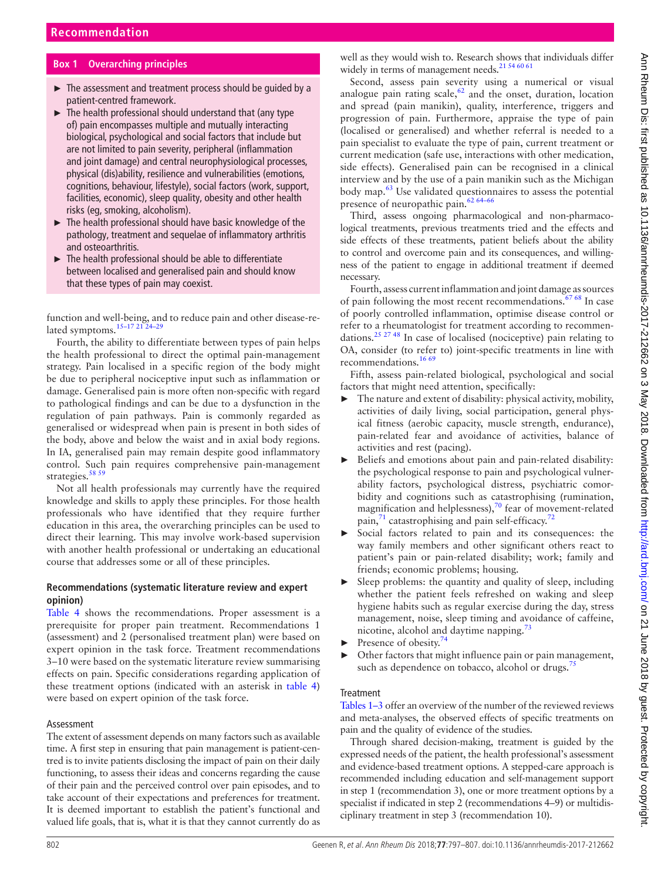## Box 1 Overarching principles

- The assessment and treatment process should be guided by a patient-centred framework.
- The health professional should understand that (any type of) pain encompasses multiple and mutually interacting biological, psychological and social factors that include but are not limited to pain severity, peripheral (inflammation and joint damage) and central neurophysiological processes, physical (dis)ability, resilience and vulnerabilities (emotions, cognitions, behaviour, lifestyle), social factors (work, support, facilities, economic), sleep quality, obesity and other health risks (eg, smoking, alcoholism).
- The health professional should have basic knowledge of the pathology, treatment and sequelae of inflammatory arthritis and osteoarthritis.
- The health professional should be able to differentiate between localised and generalised pain and should know that these types of pain may coexist.

function and well-being, and to reduce pain and other disease-related symptoms.[15–17 21 24–29]

Fourth, the ability to differentiate between types of pain helps the health professional to direct the optimal pain-management strategy. Pain localised in a specific region of the body might be due to peripheral nociceptive input such as inflammation or damage. Generalised pain is more often non-specific with regard to pathological findings and can be due to a dysfunction in the regulation of pain pathways. Pain is commonly regarded as generalised or widespread when pain is present in both sides of the body, above and below the waist and in axial body regions. In IA, generalised pain may remain despite good inflammatory control. Such pain requires comprehensive pain-management strategies.[58 59]

Not all health professionals may currently have the required knowledge and skills to apply these principles. For those health professionals who have identified that they require further education in this area, the overarching principles can be used to direct their learning. This may involve work-based supervision with another health professional or undertaking an educational course that addresses some or all of these principles.

### Recommendations (systematic literature review and expert opinion)

Table 4 shows the recommendations. Proper assessment is a prerequisite for proper pain treatment. Recommendations 1 (assessment) and 2 (personalised treatment plan) were based on expert opinion in the task force. Treatment recommendations 3–10 were based on the systematic literature review summarising effects on pain. Specific considerations regarding application of these treatment options (indicated with an asterisk in table 4) were based on expert opinion of the task force.

### Assessment

The extent of assessment depends on many factors such as available time. A first step in ensuring that pain management is patient-centred is to invite patients disclosing the impact of pain on their daily functioning, to assess their ideas and concerns regarding the cause of their pain and the perceived control over pain episodes, and to take account of their expectations and preferences for treatment. It is deemed important to establish the patient's functional and valued life goals, that is, what it is that they cannot currently do as well as they would wish to. Research shows that individuals differ widely in terms of management needs.[21 54 60 61]

Second, assess pain severity using a numerical or visual analogue pain rating scale,[62] and the onset, duration, location and spread (pain manikin), quality, interference, triggers and progression of pain. Furthermore, appraise the type of pain (localised or generalised) and whether referral is needed to a pain specialist to evaluate the type of pain, current treatment or current medication (safe use, interactions with other medication, side effects). Generalised pain can be recognised in a clinical interview and by the use of a pain manikin such as the Michigan body map.[63] Use validated questionnaires to assess the potential presence of neuropathic pain.[62 64–66]

Third, assess ongoing pharmacological and non-pharmacological treatments, previous treatments tried and the effects and side effects of these treatments, patient beliefs about the ability to control and overcome pain and its consequences, and willingness of the patient to engage in additional treatment if deemed necessary.

Fourth, assess current inflammation and joint damage as sources of pain following the most recent recommendations.[67 68] In case of poorly controlled inflammation, optimise disease control or refer to a rheumatologist for treatment according to recommendations.[25 27 48] In case of localised (nociceptive) pain relating to OA, consider (or refer to) joint-specific treatments in line with recommendations.[16 69]

Fifth, assess pain-related biological, psychological and social factors that might need attention, specifically:

- The nature and extent of disability: physical activity, mobility, activities of daily living, social participation, general physical fitness (aerobic capacity, muscle strength, endurance), pain-related fear and avoidance of activities, balance of activities and rest (pacing).
- Beliefs and emotions about pain and pain-related disability: the psychological response to pain and psychological vulnerability factors, psychological distress, psychiatric comorbidity and cognitions such as catastrophising (rumination, magnification and helplessness),[70] fear of movement-related pain,[71] catastrophising and pain self-efficacy.[72]
- Social factors related to pain and its consequences: the way family members and other significant others react to patient's pain or pain-related disability; work; family and friends; economic problems; housing.
- Sleep problems: the quantity and quality of sleep, including whether the patient feels refreshed on waking and sleep hygiene habits such as regular exercise during the day, stress management, noise, sleep timing and avoidance of caffeine, nicotine, alcohol and daytime napping.[73]
- Presence of obesity.[74]
- Other factors that might influence pain or pain management, such as dependence on tobacco, alcohol or drugs.[75]

### Treatment

Tables 1–3 offer an overview of the number of the reviewed reviews and meta-analyses, the observed effects of specific treatments on pain and the quality of evidence of the studies.

Through shared decision-making, treatment is guided by the expressed needs of the patient, the health professional's assessment and evidence-based treatment options. A stepped-care approach is recommended including education and self-management support in step 1 (recommendation 3), one or more treatment options by a specialist if indicated in step 2 (recommendations 4–9) or multidisciplinary treatment in step 3 (recommendation 10).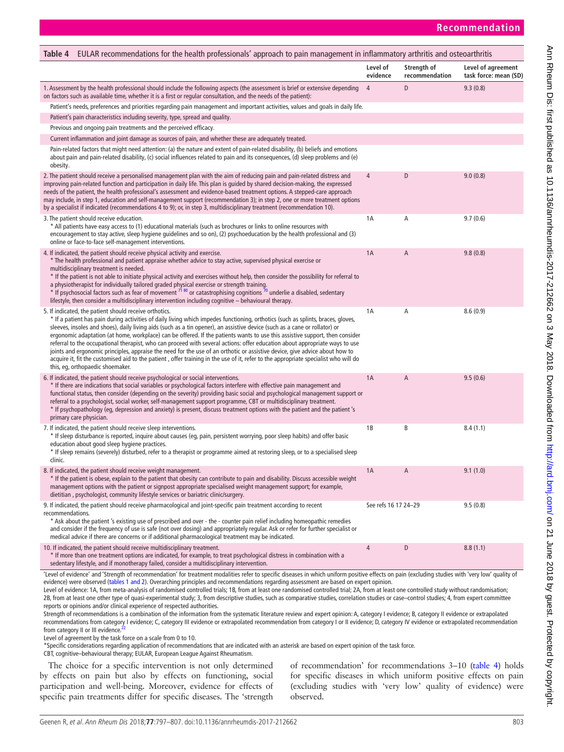**Table 4** EULAR recommendations for the health professionals' approach to pain management in inflammatory arthritis and osteoarthritis

| | Level of evidence | Strength of recommendation | Level of agreement task force: mean (SD) |
|---|---|---|---|
| 1. Assessment by the health professional should include the following aspects (the assessment is brief or extensive depending on factors such as available time, whether it is a first or regular consultation, and the needs of the patient): | 4 | D | 9.3 (0.8) |
| Patient's needs, preferences and priorities regarding pain management and important activities, values and goals in daily life. | | | |
| Patient's pain characteristics including severity, type, spread and quality. | | | |
| Previous and ongoing pain treatments and the perceived efficacy. | | | |
| Current inflammation and joint damage as sources of pain, and whether these are adequately treated. | | | |
| Pain-related factors that might need attention: (a) the nature and extent of pain-related disability, (b) beliefs and emotions about pain and pain-related disability, (c) social influences related to pain and its consequences, (d) sleep problems and (e) obesity. | | | |
| 2. The patient should receive a personalised management plan with the aim of reducing pain and pain-related distress and improving pain-related function and participation in daily life. This plan is guided by shared decision-making, the expressed needs of the patient, the health professional's assessment and evidence-based treatment options. A stepped-care approach may include, in step 1, education and self-management support (recommendation 3); in step 2, one or more treatment options by a specialist if indicated (recommendations 4 to 9); or, in step 3, multidisciplinary treatment (recommendation 10). | 4 | D | 9.0 (0.8) |
| 3. The patient should receive education.<br>* All patients have easy access to (1) educational materials (such as brochures or links to online resources with encouragement to stay active, sleep hygiene guidelines and so on), (2) psychoeducation by the health professional and (3) online or face-to-face self-management interventions. | 1A | A | 9.7 (0.6) |
| 4. If indicated, the patient should receive physical activity and exercise.<br>* The health professional and patient appraise whether advice to stay active, supervised physical exercise or multidisciplinary treatment is needed.<br>* If the patient is not able to initiate physical activity and exercises without help, then consider the possibility for referral to a physiotherapist for individually tailored graded physical exercise or strength training.<br>* If psychosocial factors such as fear of movement [71 80] or catastrophising cognitions [70] underlie a disabled, sedentary lifestyle, then consider a multidisciplinary intervention including cognitive – behavioural therapy. | 1A | A | 9.8 (0.8) |
| 5. If indicated, the patient should receive orthotics.<br>* If a patient has pain during activities of daily living which impedes functioning, orthotics (such as splints, braces, gloves, sleeves, insoles and shoes), daily living aids (such as a tin opener), an assistive device (such as a cane or rollator) or ergonomic adaptation (at home, workplace) can be offered. If the patients wants to use this assistive support, then consider referral to the occupational therapist, who can proceed with several actions: offer education about appropriate ways to use joints and ergonomic principles, appraise the need for the use of an orthotic or assistive device, give advice about how to acquire it, fit the customised aid to the patient , offer training in the use of it, refer to the appropriate specialist who will do this, eg, orthopaedic shoemaker. | 1A | A | 8.6 (0.9) |
| 6. If indicated, the patient should receive psychological or social interventions.<br>* If there are indications that social variables or psychological factors interfere with effective pain management and functional status, then consider (depending on the severity) providing basic social and psychological management support or referral to a psychologist, social worker, self-management support programme, CBT or multidisciplinary treatment.<br>* If psychopathology (eg, depression and anxiety) is present, discuss treatment options with the patient and the patient 's primary care physician. | 1A | A | 9.5 (0.6) |
| 7. If indicated, the patient should receive sleep interventions.<br>* If sleep disturbance is reported, inquire about causes (eg, pain, persistent worrying, poor sleep habits) and offer basic education about good sleep hygiene practices.<br>* If sleep remains (severely) disturbed, refer to a therapist or programme aimed at restoring sleep, or to a specialised sleep clinic. | 1B | B | 8.4 (1.1) |
| 8. If indicated, the patient should receive weight management.<br>* If the patient is obese, explain to the patient that obesity can contribute to pain and disability. Discuss accessible weight management options with the patient or signpost appropriate specialised weight management support; for example, dietitian , psychologist, community lifestyle services or bariatric clinic/surgery. | 1A | A | 9.1 (1.0) |
| 9. If indicated, the patient should receive pharmacological and joint-specific pain treatment according to recent recommendations.<br>* Ask about the patient 's existing use of prescribed and over - the - counter pain relief including homeopathic remedies and consider if the frequency of use is safe (not over dosing) and appropriately regular. Ask or refer for further specialist or medical advice if there are concerns or if additional pharmacological treatment may be indicated. | See refs 16 17 24–29 | | 9.5 (0.8) |
| 10. If indicated, the patient should receive multidisciplinary treatment.<br>* If more than one treatment options are indicated, for example, to treat psychological distress in combination with a sedentary lifestyle, and if monotherapy failed, consider a multidisciplinary intervention. | 4 | D | 8.8 (1.1) |

'Level of evidence' and 'Strength of recommendation' for treatment modalities refer to specific diseases in which uniform positive effects on pain (excluding studies with 'very low' quality of evidence) were observed (tables 1 and 2). Overarching principles and recommendations regarding assessment are based on expert opinion.

Level of evidence: 1A, from meta-analysis of randomised controlled trials; 1B, from at least one randomised controlled trial; 2A, from at least one controlled study without randomisation; 2B, from at least one other type of quasi-experimental study; 3, from descriptive studies, such as comparative studies, correlation studies or case–control studies; 4, from expert committee reports or opinions and/or clinical experience of respected authorities.

Strength of recommendations is a combination of the information from the systematic literature review and expert opinion: A, category I evidence; B, category II evidence or extrapolated recommendations from category I evidence; C, category III evidence or extrapolated recommendation from category I or II evidence; D, category IV evidence or extrapolated recommendation from category II or III evidence.[22]

Level of agreement by the task force on a scale from 0 to 10.

*Specific considerations regarding application of recommendations that are indicated with an asterisk are based on expert opinion of the task force.

CBT, cognitive–behavioural therapy; EULAR, European League Against Rheumatism.

The choice for a specific intervention is not only determined by effects on pain but also by effects on functioning, social participation and well-being. Moreover, evidence for effects of specific pain treatments differ for specific diseases. The 'strength of recommendation' for recommendations 3–10 (table 4) holds for specific diseases in which uniform positive effects on pain (excluding studies with 'very low' quality of evidence) were observed.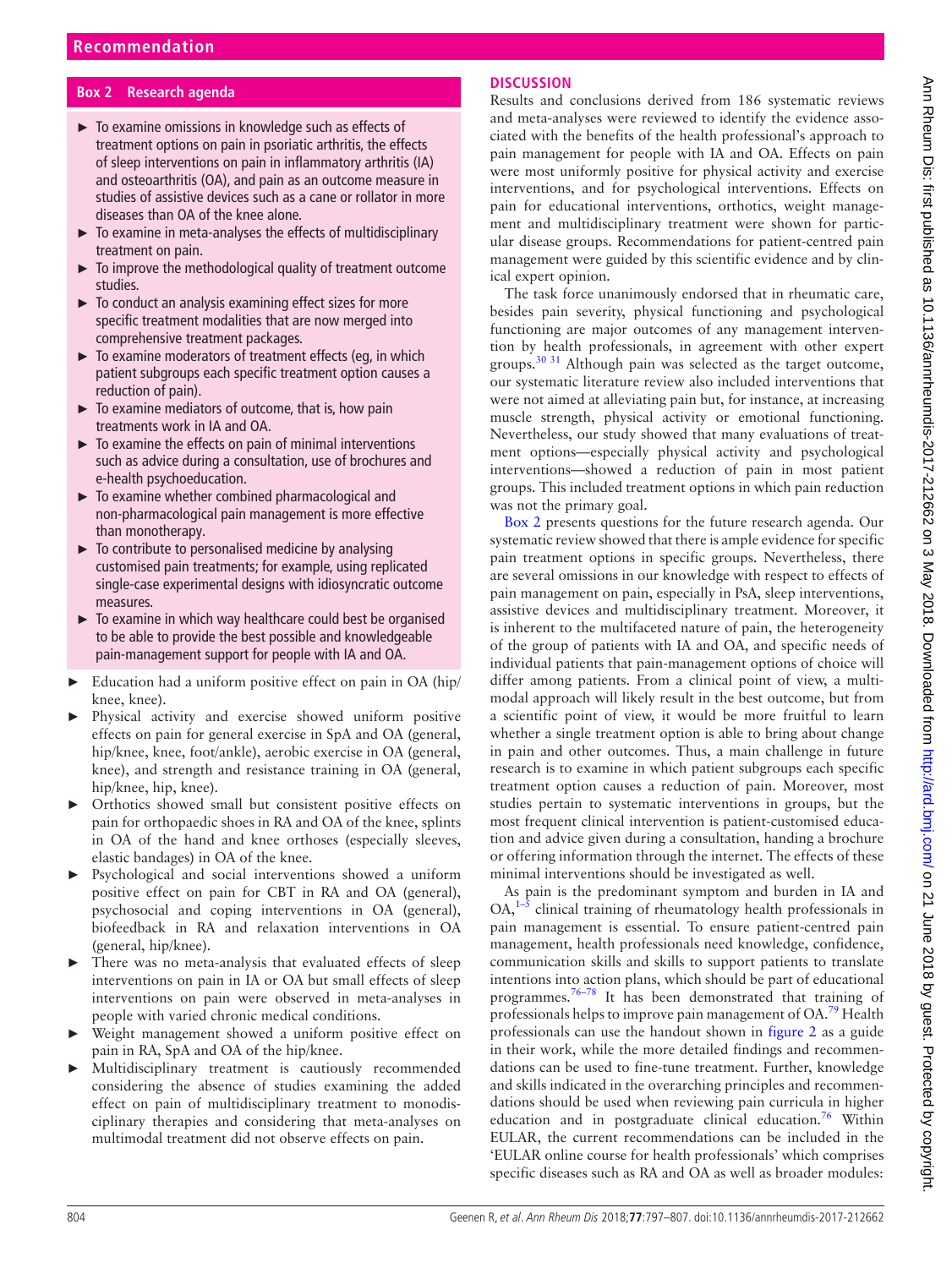### Box 2 Research agenda

- To examine omissions in knowledge such as effects of treatment options on pain in psoriatic arthritis, the effects of sleep interventions on pain in inflammatory arthritis (IA) and osteoarthritis (OA), and pain as an outcome measure in studies of assistive devices such as a cane or rollator in more diseases than OA of the knee alone.
- To examine in meta-analyses the effects of multidisciplinary treatment on pain.
- To improve the methodological quality of treatment outcome studies.
- To conduct an analysis examining effect sizes for more specific treatment modalities that are now merged into comprehensive treatment packages.
- To examine moderators of treatment effects (eg, in which patient subgroups each specific treatment option causes a reduction of pain).
- To examine mediators of outcome, that is, how pain treatments work in IA and OA.
- To examine the effects on pain of minimal interventions such as advice during a consultation, use of brochures and e-health psychoeducation.
- To examine whether combined pharmacological and non-pharmacological pain management is more effective than monotherapy.
- To contribute to personalised medicine by analysing customised pain treatments; for example, using replicated single-case experimental designs with idiosyncratic outcome measures.
- To examine in which way healthcare could best be organised to be able to provide the best possible and knowledgeable pain-management support for people with IA and OA.

- Education had a uniform positive effect on pain in OA (hip/knee, knee).
- Physical activity and exercise showed uniform positive effects on pain for general exercise in SpA and OA (general, hip/knee, knee, foot/ankle), aerobic exercise in OA (general, knee), and strength and resistance training in OA (general, hip/knee, hip, knee).
- Orthotics showed small but consistent positive effects on pain for orthopaedic shoes in RA and OA of the knee, splints in OA of the hand and knee orthoses (especially sleeves, elastic bandages) in OA of the knee.
- Psychological and social interventions showed a uniform positive effect on pain for CBT in RA and OA (general), psychosocial and coping interventions in OA (general), biofeedback in RA and relaxation interventions in OA (general, hip/knee).
- There was no meta-analysis that evaluated effects of sleep interventions on pain in IA or OA but small effects of sleep interventions on pain were observed in meta-analyses in people with varied chronic medical conditions.
- Weight management showed a uniform positive effect on pain in RA, SpA and OA of the hip/knee.
- Multidisciplinary treatment is cautiously recommended considering the absence of studies examining the added effect on pain of multidisciplinary treatment to monodisciplinary therapies and considering that meta-analyses on multimodal treatment did not observe effects on pain.

## DISCUSSION

Results and conclusions derived from 186 systematic reviews and meta-analyses were reviewed to identify the evidence associated with the benefits of the health professional's approach to pain management for people with IA and OA. Effects on pain were most uniformly positive for physical activity and exercise interventions, and for psychological interventions. Effects on pain for educational interventions, orthotics, weight management and multidisciplinary treatment were shown for particular disease groups. Recommendations for patient-centred pain management were guided by this scientific evidence and by clinical expert opinion.

The task force unanimously endorsed that in rheumatic care, besides pain severity, physical functioning and psychological functioning are major outcomes of any management intervention by health professionals, in agreement with other expert groups.[30 31] Although pain was selected as the target outcome, our systematic literature review also included interventions that were not aimed at alleviating pain but, for instance, at increasing muscle strength, physical activity or emotional functioning. Nevertheless, our study showed that many evaluations of treatment options—especially physical activity and psychological interventions—showed a reduction of pain in most patient groups. This included treatment options in which pain reduction was not the primary goal.

Box 2 presents questions for the future research agenda. Our systematic review showed that there is ample evidence for specific pain treatment options in specific groups. Nevertheless, there are several omissions in our knowledge with respect to effects of pain management on pain, especially in PsA, sleep interventions, assistive devices and multidisciplinary treatment. Moreover, it is inherent to the multifaceted nature of pain, the heterogeneity of the group of patients with IA and OA, and specific needs of individual patients that pain-management options of choice will differ among patients. From a clinical point of view, a multimodal approach will likely result in the best outcome, but from a scientific point of view, it would be more fruitful to learn whether a single treatment option is able to bring about change in pain and other outcomes. Thus, a main challenge in future research is to examine in which patient subgroups each specific treatment option causes a reduction of pain. Moreover, most studies pertain to systematic interventions in groups, but the most frequent clinical intervention is patient-customised education and advice given during a consultation, handing a brochure or offering information through the internet. The effects of these minimal interventions should be investigated as well.

As pain is the predominant symptom and burden in IA and OA,[1–5] clinical training of rheumatology health professionals in pain management is essential. To ensure patient-centred pain management, health professionals need knowledge, confidence, communication skills and skills to support patients to translate intentions into action plans, which should be part of educational programmes.[76–78] It has been demonstrated that training of professionals helps to improve pain management of OA.[79] Health professionals can use the handout shown in figure 2 as a guide in their work, while the more detailed findings and recommendations can be used to fine-tune treatment. Further, knowledge and skills indicated in the overarching principles and recommendations should be used when reviewing pain curricula in higher education and in postgraduate clinical education.[76] Within EULAR, the current recommendations can be included in the 'EULAR online course for health professionals' which comprises specific diseases such as RA and OA as well as broader modules: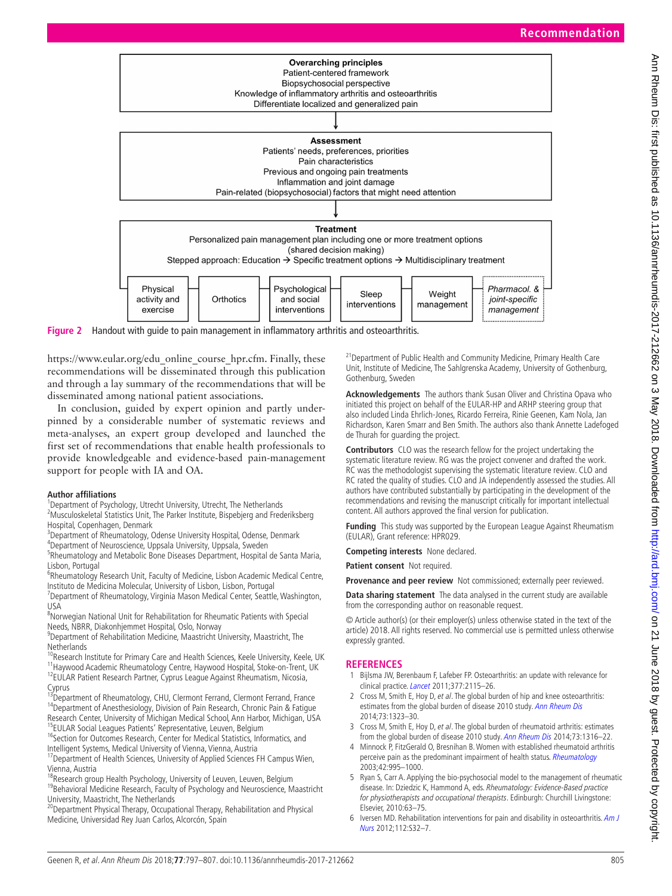**Overarching principles**
Patient-centered framework
Biopsychosocial perspective
Knowledge of inflammatory arthritis and osteoarthritis
Differentiate localized and generalized pain

↓

**Assessment**
Patients' needs, preferences, priorities
Pain characteristics
Previous and ongoing pain treatments
Inflammation and joint damage
Pain-related (biopsychosocial) factors that might need attention

↓

**Treatment**
Personalized pain management plan including one or more treatment options
(shared decision making)
Stepped approach: Education → Specific treatment options → Multidisciplinary treatment

| Physical activity and exercise | Orthotics | Psychological and social interventions | Sleep interventions | Weight management | *Pharmacol. & joint-specific management* |
|---|---|---|---|---|---|

**Figure 2** Handout with guide to pain management in inflammatory arthritis and osteoarthritis.

https://www.eular.org/edu_online_course_hpr.cfm. Finally, these recommendations will be disseminated through this publication and through a lay summary of the recommendations that will be disseminated among national patient associations.

In conclusion, guided by expert opinion and partly underpinned by a considerable number of systematic reviews and meta-analyses, an expert group developed and launched the first set of recommendations that enable health professionals to provide knowledgeable and evidence-based pain-management support for people with IA and OA.

**Author affiliations**
[1]Department of Psychology, Utrecht University, Utrecht, The Netherlands
[2]Musculoskeletal Statistics Unit, The Parker Institute, Bispebjerg and Frederiksberg Hospital, Copenhagen, Denmark
[3]Department of Rheumatology, Odense University Hospital, Odense, Denmark
[4]Department of Neuroscience, Uppsala University, Uppsala, Sweden
[5]Rheumatology and Metabolic Bone Diseases Department, Hospital de Santa Maria, Lisbon, Portugal
[6]Rheumatology Research Unit, Faculty of Medicine, Lisbon Academic Medical Centre, Instituto de Medicina Molecular, University of Lisbon, Lisbon, Portugal
[7]Department of Rheumatology, Virginia Mason Medical Center, Seattle, Washington, USA
[8]Norwegian National Unit for Rehabilitation for Rheumatic Patients with Special Needs, NBRR, Diakonhjemmet Hospital, Oslo, Norway
[9]Department of Rehabilitation Medicine, Maastricht University, Maastricht, The Netherlands
[10]Research Institute for Primary Care and Health Sciences, Keele University, Keele, UK
[11]Haywood Academic Rheumatology Centre, Haywood Hospital, Stoke-on-Trent, UK
[12]EULAR Patient Research Partner, Cyprus League Against Rheumatism, Nicosia, Cyprus
[13]Department of Rheumatology, CHU, Clermont Ferrand, Clermont Ferrand, France
[14]Department of Anesthesiology, Division of Pain Research, Chronic Pain & Fatigue Research Center, University of Michigan Medical School, Ann Harbor, Michigan, USA
[15]EULAR Social Leagues Patients' Representative, Leuven, Belgium
[16]Section for Outcomes Research, Center for Medical Statistics, Informatics, and Intelligent Systems, Medical University of Vienna, Vienna, Austria
[17]Department of Health Sciences, University of Applied Sciences FH Campus Wien, Vienna, Austria
[18]Research group Health Psychology, University of Leuven, Leuven, Belgium
[19]Behavioral Medicine Research, Faculty of Psychology and Neuroscience, Maastricht University, Maastricht, The Netherlands
[20]Department Physical Therapy, Occupational Therapy, Rehabilitation and Physical Medicine, Universidad Rey Juan Carlos, Alcorcón, Spain
[21]Department of Public Health and Community Medicine, Primary Health Care Unit, Institute of Medicine, The Sahlgrenska Academy, University of Gothenburg, Gothenburg, Sweden

**Acknowledgements** The authors thank Susan Oliver and Christina Opava who initiated this project on behalf of the EULAR-HP and ARHP steering group that also included Linda Ehrlich-Jones, Ricardo Ferreira, Rinie Geenen, Kam Nola, Jan Richardson, Karen Smarr and Ben Smith. The authors also thank Annette Ladefoged de Thurah for guarding the project.

**Contributors** CLO was the research fellow for the project undertaking the systematic literature review. RG was the project convener and drafted the work. RC was the methodologist supervising the systematic literature review. CLO and RC rated the quality of studies. CLO and JA independently assessed the studies. All authors have contributed substantially by participating in the development of the recommendations and revising the manuscript critically for important intellectual content. All authors approved the final version for publication.

**Funding** This study was supported by the European League Against Rheumatism (EULAR), Grant reference: HPR029.

**Competing interests** None declared.

**Patient consent** Not required.

**Provenance and peer review** Not commissioned; externally peer reviewed.

**Data sharing statement** The data analysed in the current study are available from the corresponding author on reasonable request.

© Article author(s) (or their employer(s) unless otherwise stated in the text of the article) 2018. All rights reserved. No commercial use is permitted unless otherwise expressly granted.

## REFERENCES

1. Bijlsma JW, Berenbaum F, Lafeber FP. Osteoarthritis: an update with relevance for clinical practice. *Lancet* 2011;377:2115–26.
2. Cross M, Smith E, Hoy D, *et al*. The global burden of hip and knee osteoarthritis: estimates from the global burden of disease 2010 study. *Ann Rheum Dis* 2014;73:1323–30.
3. Cross M, Smith E, Hoy D, *et al*. The global burden of rheumatoid arthritis: estimates from the global burden of disease 2010 study. *Ann Rheum Dis* 2014;73:1316–22.
4. Minnock P, FitzGerald O, Bresnihan B. Women with established rheumatoid arthritis perceive pain as the predominant impairment of health status. *Rheumatology* 2003;42:995–1000.
5. Ryan S, Carr A. Applying the bio-psychosocial model to the management of rheumatic disease. In: Dziedzic K, Hammond A, eds. *Rheumatology: Evidence-Based practice for physiotherapists and occupational therapists*. Edinburgh: Churchill Livingstone: Elsevier, 2010:63–75.
6. Iversen MD. Rehabilitation interventions for pain and disability in osteoarthritis. *Am J Nurs* 2012;112:S32–7.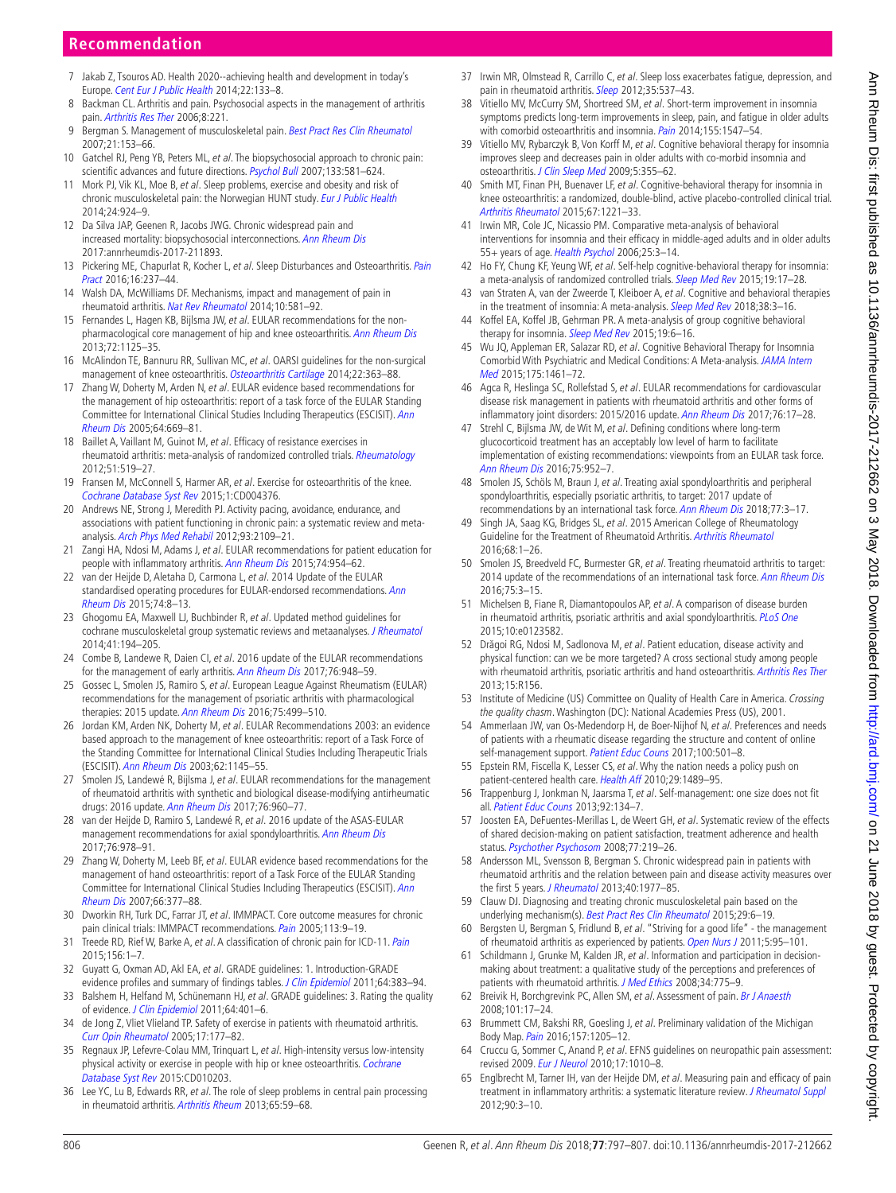7 Jakab Z, Tsouros AD. Health 2020--achieving health and development in today's Europe. *Cent Eur J Public Health* 2014;22:133–8.

8 Backman CL. Arthritis and pain. Psychosocial aspects in the management of arthritis pain. *Arthritis Res Ther* 2006;8:221.

9 Bergman S. Management of musculoskeletal pain. *Best Pract Res Clin Rheumatol* 2007;21:153–66.

10 Gatchel RJ, Peng YB, Peters ML, *et al*. The biopsychosocial approach to chronic pain: scientific advances and future directions. *Psychol Bull* 2007;133:581–624.

11 Mork PJ, Vik KL, Moe B, *et al*. Sleep problems, exercise and obesity and risk of chronic musculoskeletal pain: the Norwegian HUNT study. *Eur J Public Health* 2014;24:924–9.

12 Da Silva JAP, Geenen R, Jacobs JWG. Chronic widespread pain and increased mortality: biopsychosocial interconnections. *Ann Rheum Dis* 2017:annrheumdis-2017-211893.

13 Pickering ME, Chapurlat R, Kocher L, *et al*. Sleep Disturbances and Osteoarthritis. *Pain Pract* 2016;16:237–44.

14 Walsh DA, McWilliams DF. Mechanisms, impact and management of pain in rheumatoid arthritis. *Nat Rev Rheumatol* 2014;10:581–92.

15 Fernandes L, Hagen KB, Bijlsma JW, *et al*. EULAR recommendations for the non-pharmacological core management of hip and knee osteoarthritis. *Ann Rheum Dis* 2013;72:1125–35.

16 McAlindon TE, Bannuru RR, Sullivan MC, *et al*. OARSI guidelines for the non-surgical management of knee osteoarthritis. *Osteoarthritis Cartilage* 2014;22:363–88.

17 Zhang W, Doherty M, Arden N, *et al*. EULAR evidence based recommendations for the management of hip osteoarthritis: report of a task force of the EULAR Standing Committee for International Clinical Studies Including Therapeutics (ESCISIT). *Ann Rheum Dis* 2005;64:669–81.

18 Baillet A, Vaillant M, Guinot M, *et al*. Efficacy of resistance exercises in rheumatoid arthritis: meta-analysis of randomized controlled trials. *Rheumatology* 2012;51:519–27.

19 Fransen M, McConnell S, Harmer AR, *et al*. Exercise for osteoarthritis of the knee. *Cochrane Database Syst Rev* 2015;1:CD004376.

20 Andrews NE, Strong J, Meredith PJ. Activity pacing, avoidance, endurance, and associations with patient functioning in chronic pain: a systematic review and meta-analysis. *Arch Phys Med Rehabil* 2012;93:2109–21.

21 Zangi HA, Ndosi M, Adams J, *et al*. EULAR recommendations for patient education for people with inflammatory arthritis. *Ann Rheum Dis* 2015;74:954–62.

22 van der Heijde D, Aletaha D, Carmona L, *et al*. 2014 Update of the EULAR standardised operating procedures for EULAR-endorsed recommendations. *Ann Rheum Dis* 2015;74:8–13.

23 Ghogomu EA, Maxwell LJ, Buchbinder R, *et al*. Updated method guidelines for cochrane musculoskeletal group systematic reviews and metaanalyses. *J Rheumatol* 2014;41:194–205.

24 Combe B, Landewe R, Daien CI, *et al*. 2016 update of the EULAR recommendations for the management of early arthritis. *Ann Rheum Dis* 2017;76:948–59.

25 Gossec L, Smolen JS, Ramiro S, *et al*. European League Against Rheumatism (EULAR) recommendations for the management of psoriatic arthritis with pharmacological therapies: 2015 update. *Ann Rheum Dis* 2016;75:499–510.

26 Jordan KM, Arden NK, Doherty M, *et al*. EULAR Recommendations 2003: an evidence based approach to the management of knee osteoarthritis: report of a Task Force of the Standing Committee for International Clinical Studies Including Therapeutic Trials (ESCISIT). *Ann Rheum Dis* 2003;62:1145–55.

27 Smolen JS, Landewé R, Bijlsma J, *et al*. EULAR recommendations for the management of rheumatoid arthritis with synthetic and biological disease-modifying antirheumatic drugs: 2016 update. *Ann Rheum Dis* 2017;76:960–77.

28 van der Heijde D, Ramiro S, Landewé R, *et al*. 2016 update of the ASAS-EULAR management recommendations for axial spondyloarthritis. *Ann Rheum Dis* 2017;76:978–91.

29 Zhang W, Doherty M, Leeb BF, *et al*. EULAR evidence based recommendations for the management of hand osteoarthritis: report of a Task Force of the EULAR Standing Committee for International Clinical Studies Including Therapeutics (ESCISIT). *Ann Rheum Dis* 2007;66:377–88.

30 Dworkin RH, Turk DC, Farrar JT, *et al*. IMMPACT. Core outcome measures for chronic pain clinical trials: IMMPACT recommendations. *Pain* 2005;113:9–19.

31 Treede RD, Rief W, Barke A, *et al*. A classification of chronic pain for ICD-11. *Pain* 2015;156:1–7.

32 Guyatt G, Oxman AD, Akl EA, *et al*. GRADE guidelines: 1. Introduction-GRADE evidence profiles and summary of findings tables. *J Clin Epidemiol* 2011;64:383–94.

33 Balshem H, Helfand M, Schünemann HJ, *et al*. GRADE guidelines: 3. Rating the quality of evidence. *J Clin Epidemiol* 2011;64:401–6.

34 de Jong Z, Vliet Vlieland TP. Safety of exercise in patients with rheumatoid arthritis. *Curr Opin Rheumatol* 2005;17:177–82.

35 Regnaux JP, Lefevre-Colau MM, Trinquart L, *et al*. High-intensity versus low-intensity physical activity or exercise in people with hip or knee osteoarthritis. *Cochrane Database Syst Rev* 2015:CD010203.

36 Lee YC, Lu B, Edwards RR, *et al*. The role of sleep problems in central pain processing in rheumatoid arthritis. *Arthritis Rheum* 2013;65:59–68.

37 Irwin MR, Olmstead R, Carrillo C, *et al*. Sleep loss exacerbates fatigue, depression, and pain in rheumatoid arthritis. *Sleep* 2012;35:537–43.

38 Vitiello MV, McCurry SM, Shortreed SM, *et al*. Short-term improvement in insomnia symptoms predicts long-term improvements in sleep, pain, and fatigue in older adults with comorbid osteoarthritis and insomnia. *Pain* 2014;155:1547–54.

39 Vitiello MV, Rybarczyk B, Von Korff M, *et al*. Cognitive behavioral therapy for insomnia improves sleep and decreases pain in older adults with co-morbid insomnia and osteoarthritis. *J Clin Sleep Med* 2009;5:355–62.

40 Smith MT, Finan PH, Buenaver LF, *et al*. Cognitive-behavioral therapy for insomnia in knee osteoarthritis: a randomized, double-blind, active placebo-controlled clinical trial. *Arthritis Rheumatol* 2015;67:1221–33.

41 Irwin MR, Cole JC, Nicassio PM. Comparative meta-analysis of behavioral interventions for insomnia and their efficacy in middle-aged adults and in older adults 55+ years of age. *Health Psychol* 2006;25:3–14.

42 Ho FY, Chung KF, Yeung WF, *et al*. Self-help cognitive-behavioral therapy for insomnia: a meta-analysis of randomized controlled trials. *Sleep Med Rev* 2015;19:17–28.

43 van Straten A, van der Zweerde T, Kleiboer A, *et al*. Cognitive and behavioral therapies in the treatment of insomnia: A meta-analysis. *Sleep Med Rev* 2018;38:3–16.

44 Koffel EA, Koffel JB, Gehrman PR. A meta-analysis of group cognitive behavioral therapy for insomnia. *Sleep Med Rev* 2015;19:6–16.

45 Wu JQ, Appleman ER, Salazar RD, *et al*. Cognitive Behavioral Therapy for Insomnia Comorbid With Psychiatric and Medical Conditions: A Meta-analysis. *JAMA Intern Med* 2015;175:1461–72.

46 Agca R, Heslinga SC, Rollefstad S, *et al*. EULAR recommendations for cardiovascular disease risk management in patients with rheumatoid arthritis and other forms of inflammatory joint disorders: 2015/2016 update. *Ann Rheum Dis* 2017;76:17–28.

47 Strehl C, Bijlsma JW, de Wit M, *et al*. Defining conditions where long-term glucocorticoid treatment has an acceptably low level of harm to facilitate implementation of existing recommendations: viewpoints from an EULAR task force. *Ann Rheum Dis* 2016;75:952–7.

48 Smolen JS, Schöls M, Braun J, *et al*. Treating axial spondyloarthritis and peripheral spondyloarthritis, especially psoriatic arthritis, to target: 2017 update of recommendations by an international task force. *Ann Rheum Dis* 2018;77:3–17.

49 Singh JA, Saag KG, Bridges SL, *et al*. 2015 American College of Rheumatology Guideline for the Treatment of Rheumatoid Arthritis. *Arthritis Rheumatol* 2016;68:1–26.

50 Smolen JS, Breedveld FC, Burmester GR, *et al*. Treating rheumatoid arthritis to target: 2014 update of the recommendations of an international task force. *Ann Rheum Dis* 2016;75:3–15.

51 Michelsen B, Fiane R, Diamantopoulos AP, *et al*. A comparison of disease burden in rheumatoid arthritis, psoriatic arthritis and axial spondyloarthritis. *PLoS One* 2015;10:e0123582.

52 Drăgoi RG, Ndosi M, Sadlonova M, *et al*. Patient education, disease activity and physical function: can we be more targeted? A cross sectional study among people with rheumatoid arthritis, psoriatic arthritis and hand osteoarthritis. *Arthritis Res Ther* 2013;15:R156.

53 Institute of Medicine (US) Committee on Quality of Health Care in America. *Crossing the quality chasm*. Washington (DC): National Academies Press (US), 2001.

54 Ammerlaan JW, van Os-Medendorp H, de Boer-Nijhof N, *et al*. Preferences and needs of patients with a rheumatic disease regarding the structure and content of online self-management support. *Patient Educ Couns* 2017;100:501–8.

55 Epstein RM, Fiscella K, Lesser CS, *et al*. Why the nation needs a policy push on patient-centered health care. *Health Aff* 2010;29:1489–95.

56 Trappenburg J, Jonkman N, Jaarsma T, *et al*. Self-management: one size does not fit all. *Patient Educ Couns* 2013;92:134–7.

57 Joosten EA, DeFuentes-Merillas L, de Weert GH, *et al*. Systematic review of the effects of shared decision-making on patient satisfaction, treatment adherence and health status. *Psychother Psychosom* 2008;77:219–26.

58 Andersson ML, Svensson B, Bergman S. Chronic widespread pain in patients with rheumatoid arthritis and the relation between pain and disease activity measures over the first 5 years. *J Rheumatol* 2013;40:1977–85.

59 Clauw DJ. Diagnosing and treating chronic musculoskeletal pain based on the underlying mechanism(s). *Best Pract Res Clin Rheumatol* 2015;29:6–19.

60 Bergsten U, Bergman S, Fridlund B, *et al*. "Striving for a good life" - the management of rheumatoid arthritis as experienced by patients. *Open Nurs J* 2011;5:95–101.

61 Schildmann J, Grunke M, Kalden JR, *et al*. Information and participation in decision-making about treatment: a qualitative study of the perceptions and preferences of patients with rheumatoid arthritis. *J Med Ethics* 2008;34:775–9.

62 Breivik H, Borchgrevink PC, Allen SM, *et al*. Assessment of pain. *Br J Anaesth* 2008;101:17–24.

63 Brummett CM, Bakshi RR, Goesling J, *et al*. Preliminary validation of the Michigan Body Map. *Pain* 2016;157:1205–12.

64 Cruccu G, Sommer C, Anand P, *et al*. EFNS guidelines on neuropathic pain assessment: revised 2009. *Eur J Neurol* 2010;17:1010–8.

65 Englbrecht M, Tarner IH, van der Heijde DM, *et al*. Measuring pain and efficacy of pain treatment in inflammatory arthritis: a systematic literature review. *J Rheumatol Suppl* 2012;90:3–10.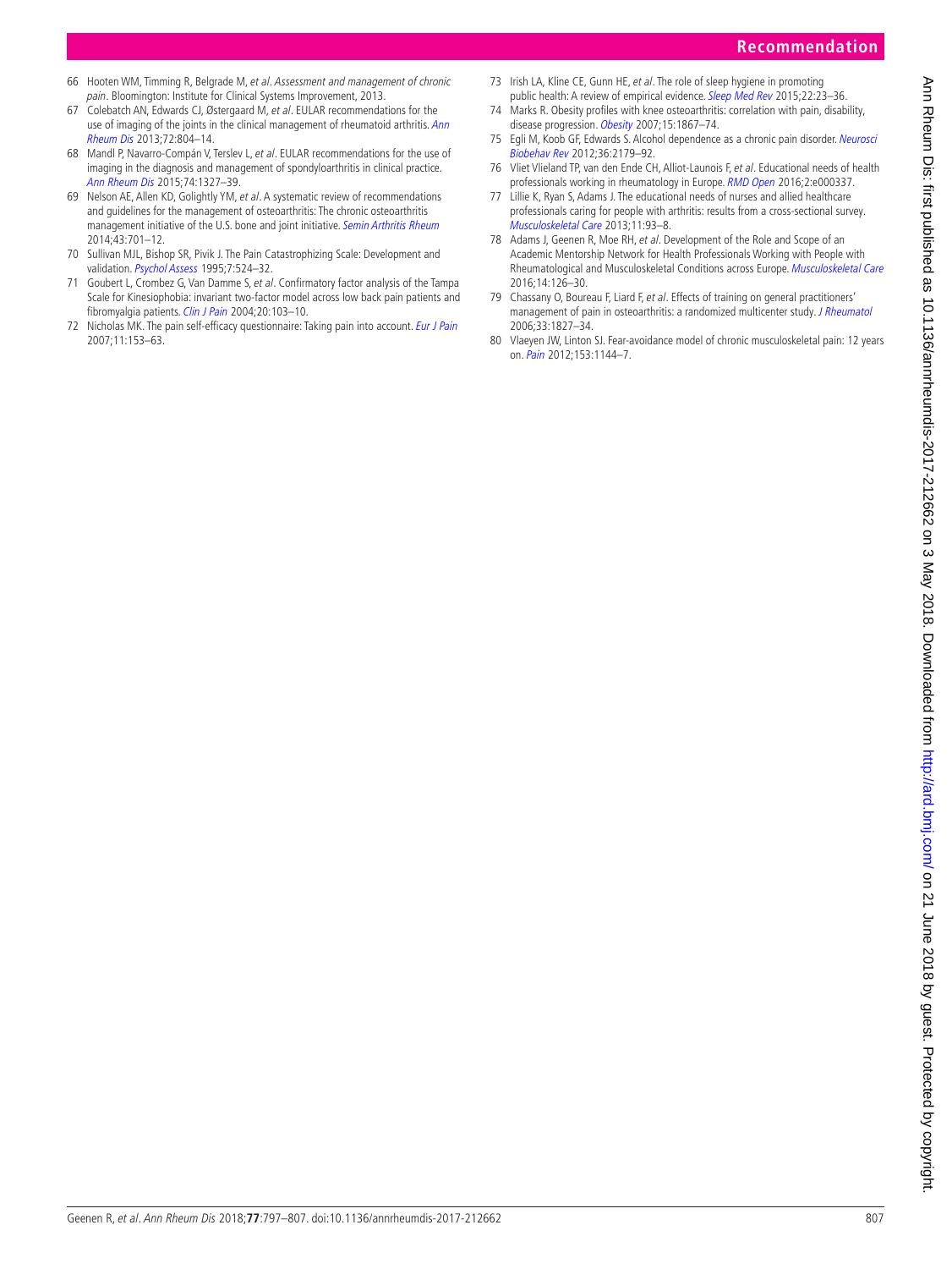66 Hooten WM, Timming R, Belgrade M, *et al*. *Assessment and management of chronic pain*. Bloomington: Institute for Clinical Systems Improvement, 2013.

67 Colebatch AN, Edwards CJ, Østergaard M, *et al*. EULAR recommendations for the use of imaging of the joints in the clinical management of rheumatoid arthritis. *Ann Rheum Dis* 2013;72:804–14.

68 Mandl P, Navarro-Compán V, Terslev L, *et al*. EULAR recommendations for the use of imaging in the diagnosis and management of spondyloarthritis in clinical practice. *Ann Rheum Dis* 2015;74:1327–39.

69 Nelson AE, Allen KD, Golightly YM, *et al*. A systematic review of recommendations and guidelines for the management of osteoarthritis: The chronic osteoarthritis management initiative of the U.S. bone and joint initiative. *Semin Arthritis Rheum* 2014;43:701–12.

70 Sullivan MJL, Bishop SR, Pivik J. The Pain Catastrophizing Scale: Development and validation. *Psychol Assess* 1995;7:524–32.

71 Goubert L, Crombez G, Van Damme S, *et al*. Confirmatory factor analysis of the Tampa Scale for Kinesiophobia: invariant two-factor model across low back pain patients and fibromyalgia patients. *Clin J Pain* 2004;20:103–10.

72 Nicholas MK. The pain self-efficacy questionnaire: Taking pain into account. *Eur J Pain* 2007;11:153–63.

73 Irish LA, Kline CE, Gunn HE, *et al*. The role of sleep hygiene in promoting public health: A review of empirical evidence. *Sleep Med Rev* 2015;22:23–36.

74 Marks R. Obesity profiles with knee osteoarthritis: correlation with pain, disability, disease progression. *Obesity* 2007;15:1867–74.

75 Egli M, Koob GF, Edwards S. Alcohol dependence as a chronic pain disorder. *Neurosci Biobehav Rev* 2012;36:2179–92.

76 Vliet Vlieland TP, van den Ende CH, Alliot-Launois F, *et al*. Educational needs of health professionals working in rheumatology in Europe. *RMD Open* 2016;2:e000337.

77 Lillie K, Ryan S, Adams J. The educational needs of nurses and allied healthcare professionals caring for people with arthritis: results from a cross-sectional survey. *Musculoskeletal Care* 2013;11:93–8.

78 Adams J, Geenen R, Moe RH, *et al*. Development of the Role and Scope of an Academic Mentorship Network for Health Professionals Working with People with Rheumatological and Musculoskeletal Conditions across Europe. *Musculoskeletal Care* 2016;14:126–30.

79 Chassany O, Boureau F, Liard F, *et al*. Effects of training on general practitioners' management of pain in osteoarthritis: a randomized multicenter study. *J Rheumatol* 2006;33:1827–34.

80 Vlaeyen JW, Linton SJ. Fear-avoidance model of chronic musculoskeletal pain: 12 years on. *Pain* 2012;153:1144–7.